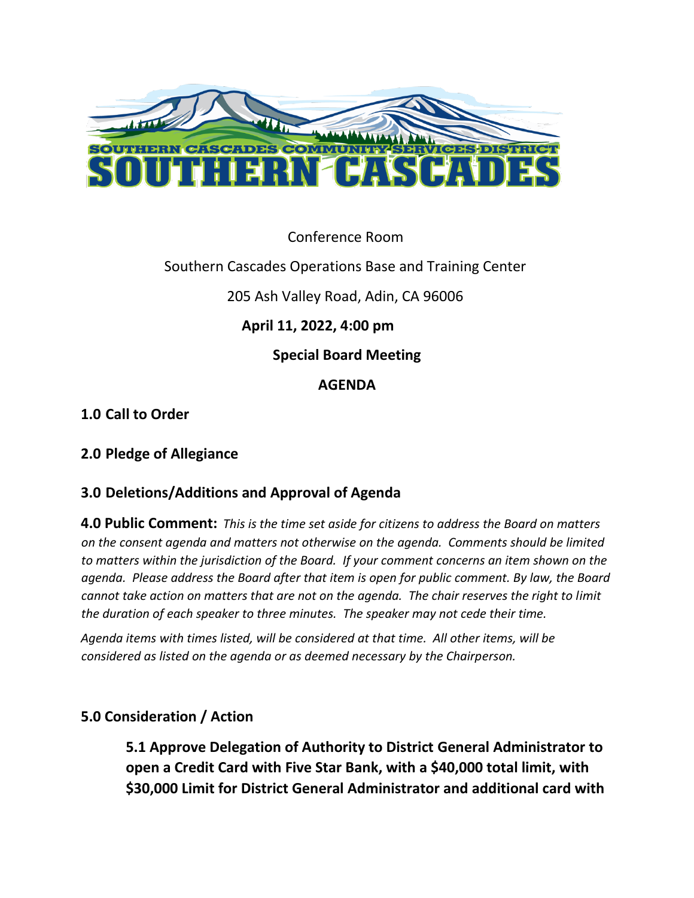SOUTHERN CASCADES COMMUNITY SERVICES DISTRICT

SOUTHERN CASCADES

Conference Room

Southern Cascades Operations Base and Training Center

205 Ash Valley Road, Adin, CA 96006

**April 11, 2022, 4:00 pm**

**Special Board Meeting**

**AGENDA**

## 1.0 Call to Order

## 2.0 Pledge of Allegiance

## 3.0 Deletions/Additions and Approval of Agenda

**4.0 Public Comment:** *This is the time set aside for citizens to address the Board on matters on the consent agenda and matters not otherwise on the agenda. Comments should be limited to matters within the jurisdiction of the Board. If your comment concerns an item shown on the agenda. Please address the Board after that item is open for public comment. By law, the Board cannot take action on matters that are not on the agenda. The chair reserves the right to limit the duration of each speaker to three minutes. The speaker may not cede their time.*

*Agenda items with times listed, will be considered at that time. All other items, will be considered as listed on the agenda or as deemed necessary by the Chairperson.*

## 5.0 Consideration / Action

**5.1 Approve Delegation of Authority to District General Administrator to open a Credit Card with Five Star Bank, with a $40,000 total limit, with $30,000 Limit for District General Administrator and additional card with**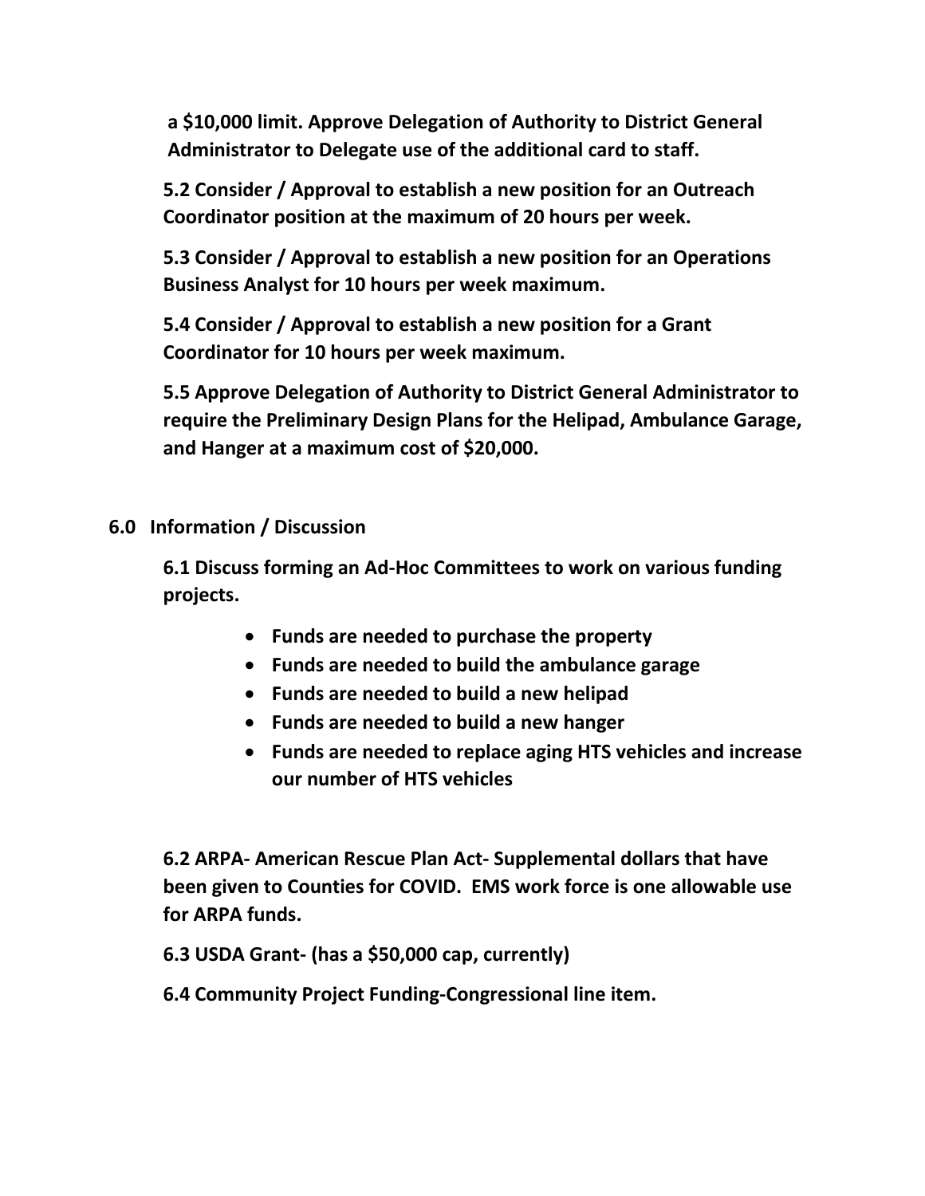**a $10,000 limit. Approve Delegation of Authority to District General Administrator to Delegate use of the additional card to staff.**

**5.2 Consider / Approval to establish a new position for an Outreach Coordinator position at the maximum of 20 hours per week.**

**5.3 Consider / Approval to establish a new position for an Operations Business Analyst for 10 hours per week maximum.**

**5.4 Consider / Approval to establish a new position for a Grant Coordinator for 10 hours per week maximum.**

**5.5 Approve Delegation of Authority to District General Administrator to require the Preliminary Design Plans for the Helipad, Ambulance Garage, and Hanger at a maximum cost of $20,000.**

## 6.0 Information / Discussion

**6.1 Discuss forming an Ad-Hoc Committees to work on various funding projects.**

- **Funds are needed to purchase the property**
- **Funds are needed to build the ambulance garage**
- **Funds are needed to build a new helipad**
- **Funds are needed to build a new hanger**
- **Funds are needed to replace aging HTS vehicles and increase our number of HTS vehicles**

**6.2 ARPA- American Rescue Plan Act- Supplemental dollars that have been given to Counties for COVID. EMS work force is one allowable use for ARPA funds.**

**6.3 USDA Grant- (has a $50,000 cap, currently)**

**6.4 Community Project Funding-Congressional line item.**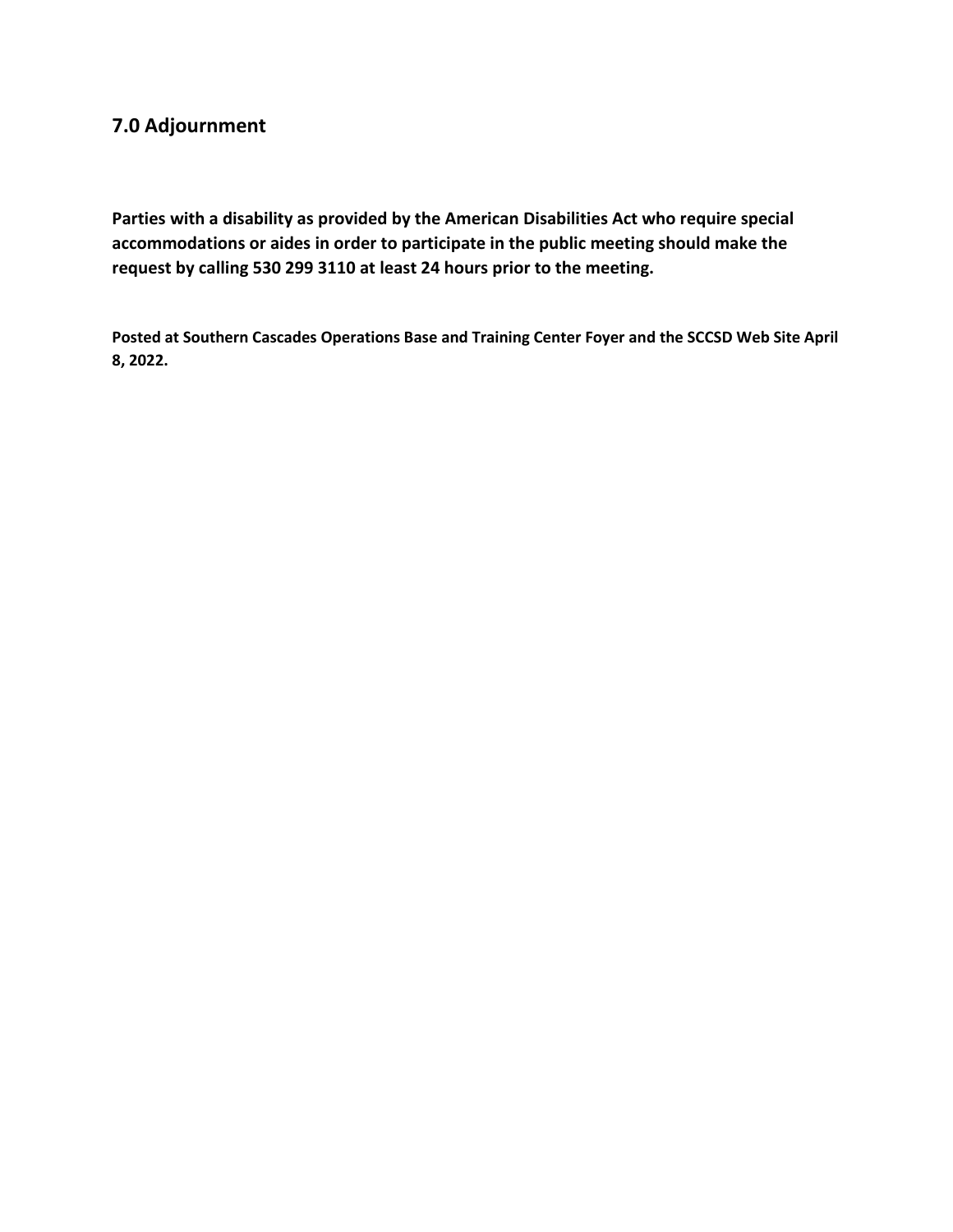## 7.0 Adjournment

**Parties with a disability as provided by the American Disabilities Act who require special accommodations or aides in order to participate in the public meeting should make the request by calling 530 299 3110 at least 24 hours prior to the meeting.**

**Posted at Southern Cascades Operations Base and Training Center Foyer and the SCCSD Web Site April 8, 2022.**